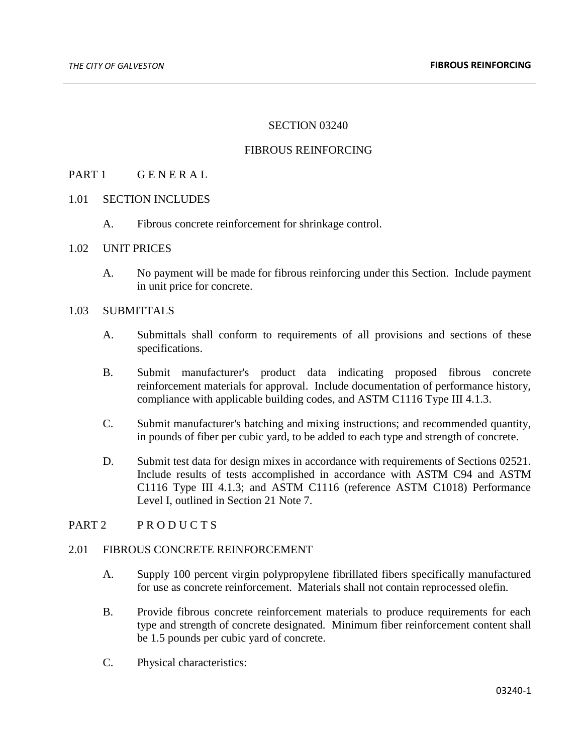# SECTION 03240

# FIBROUS REINFORCING

## PART 1 G E N E R A L

### 1.01 SECTION INCLUDES

A. Fibrous concrete reinforcement for shrinkage control.

### 1.02 UNIT PRICES

A. No payment will be made for fibrous reinforcing under this Section. Include payment in unit price for concrete.

### 1.03 SUBMITTALS

A. Submittals shall conform to requirements of all provisions and sections of these specifications.

B. Submit manufacturer's product data indicating proposed fibrous concrete reinforcement materials for approval. Include documentation of performance history, compliance with applicable building codes, and ASTM C1116 Type III 4.1.3.

C. Submit manufacturer's batching and mixing instructions; and recommended quantity, in pounds of fiber per cubic yard, to be added to each type and strength of concrete.

D. Submit test data for design mixes in accordance with requirements of Sections 02521. Include results of tests accomplished in accordance with ASTM C94 and ASTM C1116 Type III 4.1.3; and ASTM C1116 (reference ASTM C1018) Performance Level I, outlined in Section 21 Note 7.

## PART 2 P R O D U C T S

### 2.01 FIBROUS CONCRETE REINFORCEMENT

A. Supply 100 percent virgin polypropylene fibrillated fibers specifically manufactured for use as concrete reinforcement. Materials shall not contain reprocessed olefin.

B. Provide fibrous concrete reinforcement materials to produce requirements for each type and strength of concrete designated. Minimum fiber reinforcement content shall be 1.5 pounds per cubic yard of concrete.

C. Physical characteristics: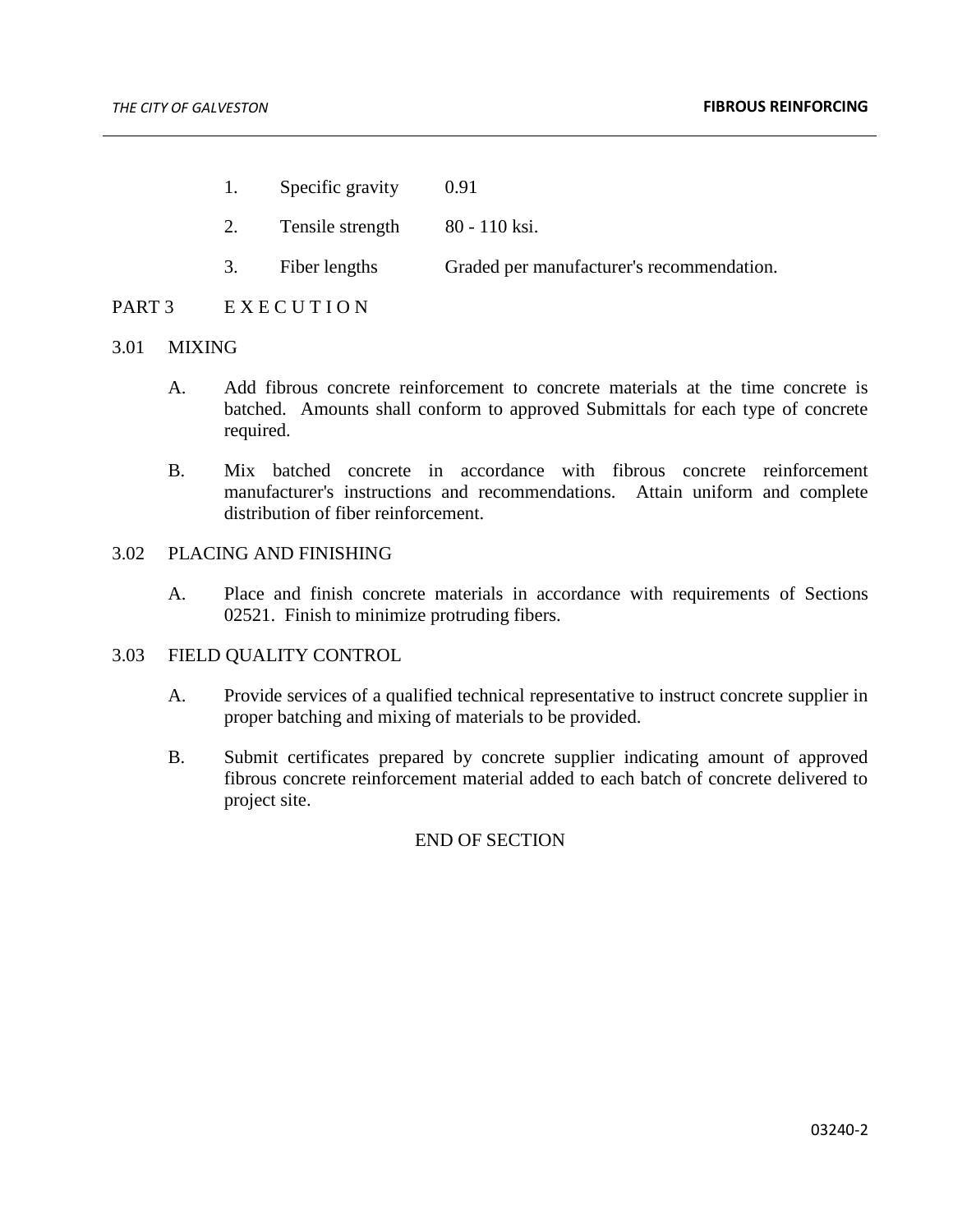1. Specific gravity 0.91
2. Tensile strength 80 - 110 ksi.
3. Fiber lengths Graded per manufacturer's recommendation.

## PART 3 E X E C U T I O N

### 3.01 MIXING

A. Add fibrous concrete reinforcement to concrete materials at the time concrete is batched. Amounts shall conform to approved Submittals for each type of concrete required.

B. Mix batched concrete in accordance with fibrous concrete reinforcement manufacturer's instructions and recommendations. Attain uniform and complete distribution of fiber reinforcement.

### 3.02 PLACING AND FINISHING

A. Place and finish concrete materials in accordance with requirements of Sections 02521. Finish to minimize protruding fibers.

### 3.03 FIELD QUALITY CONTROL

A. Provide services of a qualified technical representative to instruct concrete supplier in proper batching and mixing of materials to be provided.

B. Submit certificates prepared by concrete supplier indicating amount of approved fibrous concrete reinforcement material added to each batch of concrete delivered to project site.

END OF SECTION